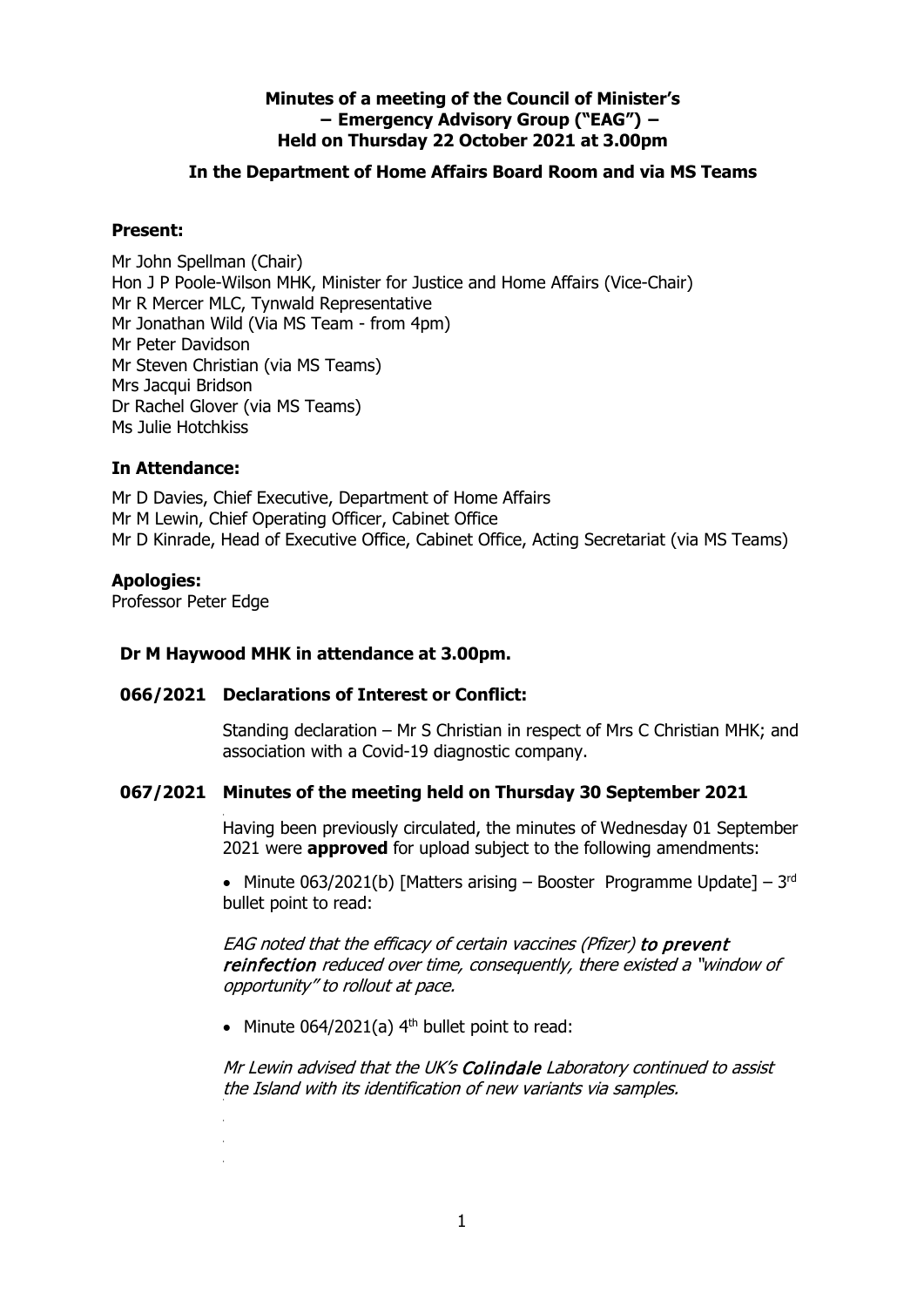**Minutes of a meeting of the Council of Minister's – Emergency Advisory Group ("EAG") – Held on Thursday 22 October 2021 at 3.00pm**

**In the Department of Home Affairs Board Room and via MS Teams**

**Present:**

Mr John Spellman (Chair)
Hon J P Poole-Wilson MHK, Minister for Justice and Home Affairs (Vice-Chair)
Mr R Mercer MLC, Tynwald Representative
Mr Jonathan Wild (Via MS Team - from 4pm)
Mr Peter Davidson
Mr Steven Christian (via MS Teams)
Mrs Jacqui Bridson
Dr Rachel Glover (via MS Teams)
Ms Julie Hotchkiss

**In Attendance:**

Mr D Davies, Chief Executive, Department of Home Affairs
Mr M Lewin, Chief Operating Officer, Cabinet Office
Mr D Kinrade, Head of Executive Office, Cabinet Office, Acting Secretariat (via MS Teams)

**Apologies:**
Professor Peter Edge

**Dr M Haywood MHK in attendance at 3.00pm.**

**066/2021 Declarations of Interest or Conflict:**

Standing declaration – Mr S Christian in respect of Mrs C Christian MHK; and association with a Covid-19 diagnostic company.

**067/2021 Minutes of the meeting held on Thursday 30 September 2021**

Having been previously circulated, the minutes of Wednesday 01 September 2021 were **approved** for upload subject to the following amendments:

- Minute 063/2021(b) [Matters arising – Booster Programme Update] – 3rd bullet point to read:

*EAG noted that the efficacy of certain vaccines (Pfizer)* ***to prevent reinfection*** *reduced over time, consequently, there existed a "window of opportunity" to rollout at pace.*

- Minute 064/2021(a) 4th bullet point to read:

*Mr Lewin advised that the UK's* ***Colindale*** *Laboratory continued to assist the Island with its identification of new variants via samples.*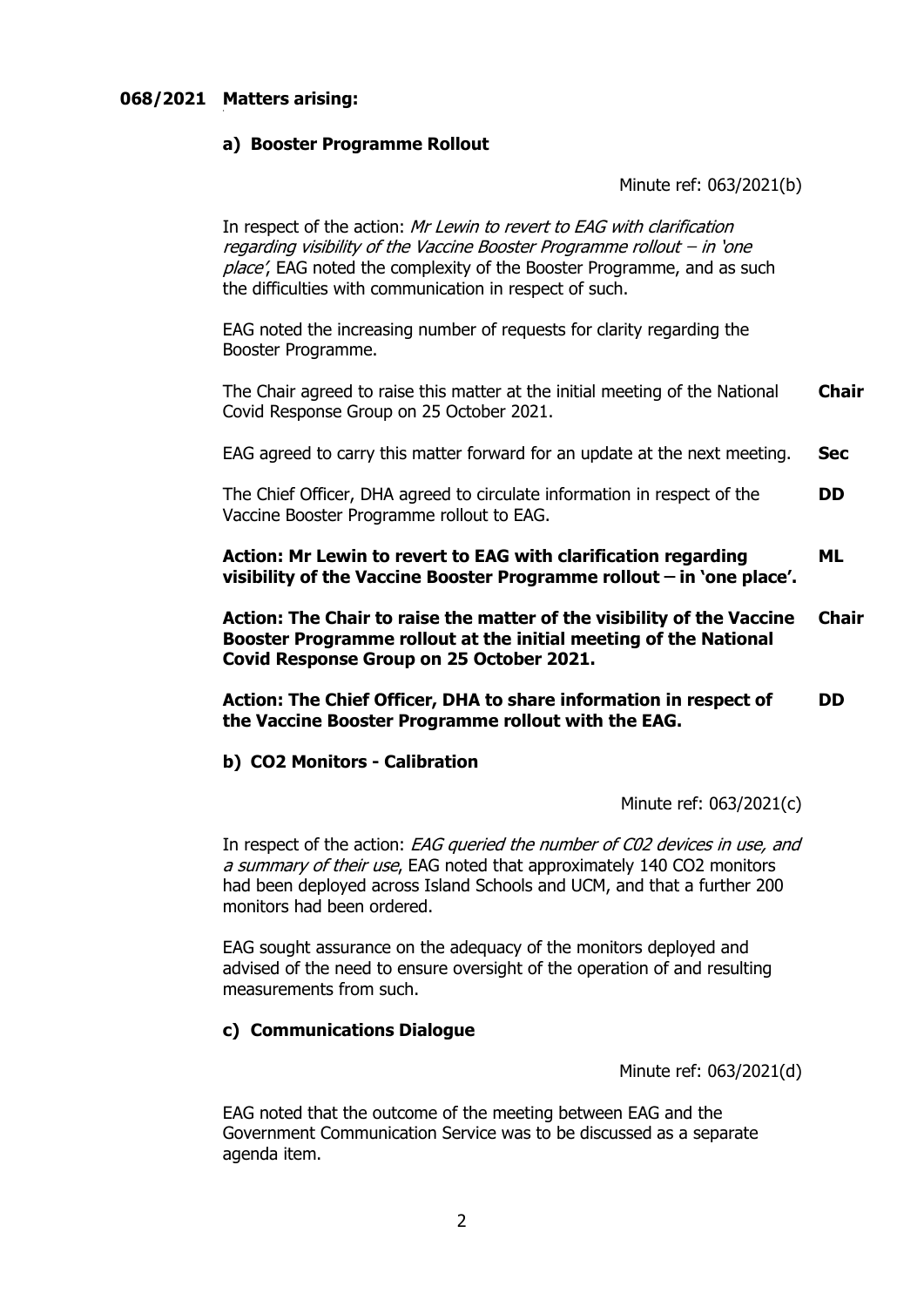**068/2021 Matters arising:**

**a) Booster Programme Rollout**

Minute ref: 063/2021(b)

In respect of the action: *Mr Lewin to revert to EAG with clarification regarding visibility of the Vaccine Booster Programme rollout – in 'one place'*, EAG noted the complexity of the Booster Programme, and as such the difficulties with communication in respect of such.

EAG noted the increasing number of requests for clarity regarding the Booster Programme.

The Chair agreed to raise this matter at the initial meeting of the National Covid Response Group on 25 October 2021. **Chair**

EAG agreed to carry this matter forward for an update at the next meeting. **Sec**

The Chief Officer, DHA agreed to circulate information in respect of the Vaccine Booster Programme rollout to EAG. **DD**

**Action: Mr Lewin to revert to EAG with clarification regarding visibility of the Vaccine Booster Programme rollout – in 'one place'. ML**

**Action: The Chair to raise the matter of the visibility of the Vaccine Booster Programme rollout at the initial meeting of the National Covid Response Group on 25 October 2021. Chair**

**Action: The Chief Officer, DHA to share information in respect of the Vaccine Booster Programme rollout with the EAG. DD**

**b) CO2 Monitors - Calibration**

Minute ref: 063/2021(c)

In respect of the action: *EAG queried the number of C02 devices in use, and a summary of their use*, EAG noted that approximately 140 CO2 monitors had been deployed across Island Schools and UCM, and that a further 200 monitors had been ordered.

EAG sought assurance on the adequacy of the monitors deployed and advised of the need to ensure oversight of the operation of and resulting measurements from such.

**c) Communications Dialogue**

Minute ref: 063/2021(d)

EAG noted that the outcome of the meeting between EAG and the Government Communication Service was to be discussed as a separate agenda item.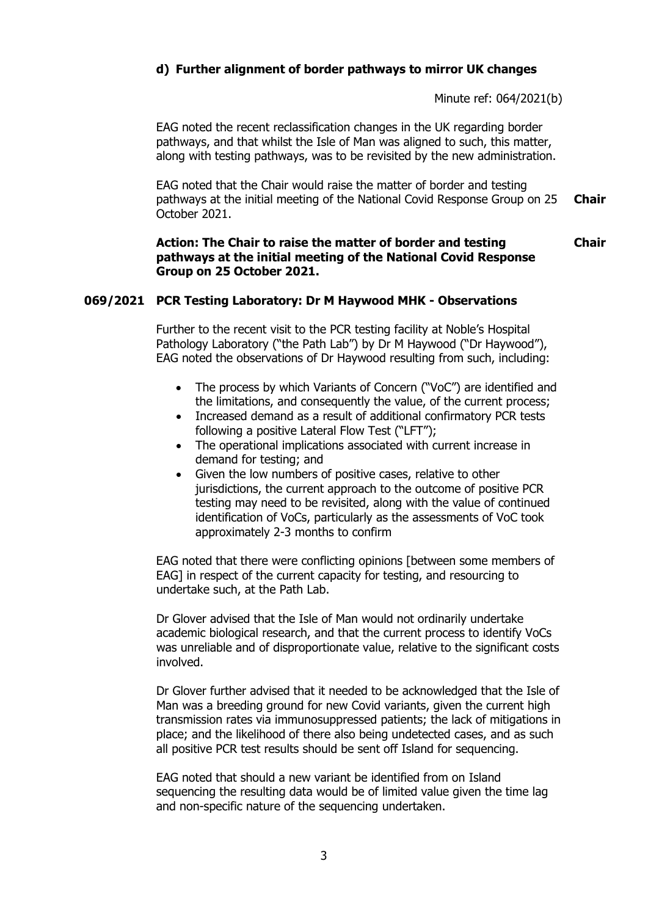**d) Further alignment of border pathways to mirror UK changes**

Minute ref: 064/2021(b)

EAG noted the recent reclassification changes in the UK regarding border pathways, and that whilst the Isle of Man was aligned to such, this matter, along with testing pathways, was to be revisited by the new administration.

EAG noted that the Chair would raise the matter of border and testing pathways at the initial meeting of the National Covid Response Group on 25 October 2021. **Chair**

**Action: The Chair to raise the matter of border and testing pathways at the initial meeting of the National Covid Response Group on 25 October 2021.** **Chair**

## 069/2021 PCR Testing Laboratory: Dr M Haywood MHK - Observations

Further to the recent visit to the PCR testing facility at Noble's Hospital Pathology Laboratory ("the Path Lab") by Dr M Haywood ("Dr Haywood"), EAG noted the observations of Dr Haywood resulting from such, including:

- The process by which Variants of Concern ("VoC") are identified and the limitations, and consequently the value, of the current process;
- Increased demand as a result of additional confirmatory PCR tests following a positive Lateral Flow Test ("LFT");
- The operational implications associated with current increase in demand for testing; and
- Given the low numbers of positive cases, relative to other jurisdictions, the current approach to the outcome of positive PCR testing may need to be revisited, along with the value of continued identification of VoCs, particularly as the assessments of VoC took approximately 2-3 months to confirm

EAG noted that there were conflicting opinions [between some members of EAG] in respect of the current capacity for testing, and resourcing to undertake such, at the Path Lab.

Dr Glover advised that the Isle of Man would not ordinarily undertake academic biological research, and that the current process to identify VoCs was unreliable and of disproportionate value, relative to the significant costs involved.

Dr Glover further advised that it needed to be acknowledged that the Isle of Man was a breeding ground for new Covid variants, given the current high transmission rates via immunosuppressed patients; the lack of mitigations in place; and the likelihood of there also being undetected cases, and as such all positive PCR test results should be sent off Island for sequencing.

EAG noted that should a new variant be identified from on Island sequencing the resulting data would be of limited value given the time lag and non-specific nature of the sequencing undertaken.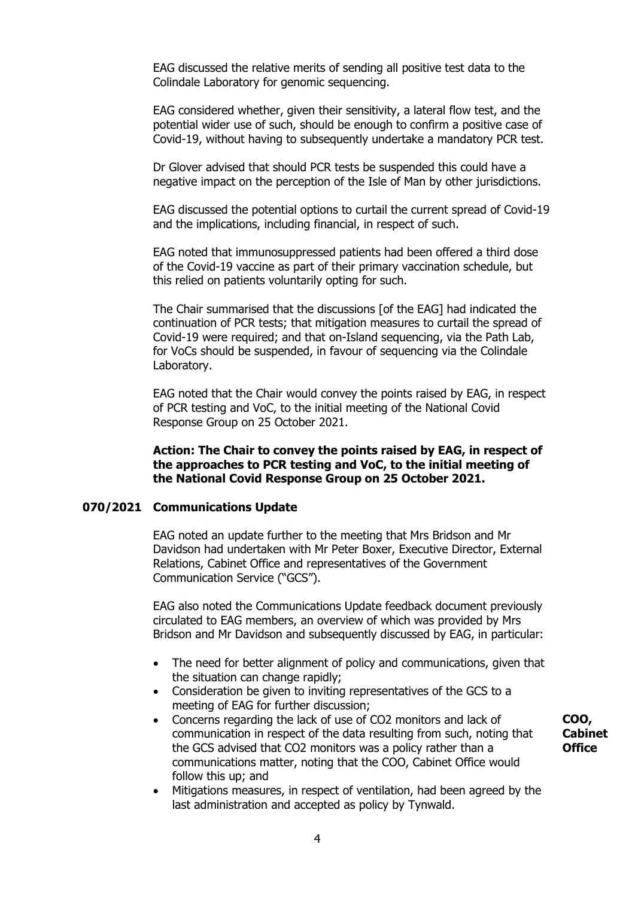EAG discussed the relative merits of sending all positive test data to the Colindale Laboratory for genomic sequencing.

EAG considered whether, given their sensitivity, a lateral flow test, and the potential wider use of such, should be enough to confirm a positive case of Covid-19, without having to subsequently undertake a mandatory PCR test.

Dr Glover advised that should PCR tests be suspended this could have a negative impact on the perception of the Isle of Man by other jurisdictions.

EAG discussed the potential options to curtail the current spread of Covid-19 and the implications, including financial, in respect of such.

EAG noted that immunosuppressed patients had been offered a third dose of the Covid-19 vaccine as part of their primary vaccination schedule, but this relied on patients voluntarily opting for such.

The Chair summarised that the discussions [of the EAG] had indicated the continuation of PCR tests; that mitigation measures to curtail the spread of Covid-19 were required; and that on-Island sequencing, via the Path Lab, for VoCs should be suspended, in favour of sequencing via the Colindale Laboratory.

EAG noted that the Chair would convey the points raised by EAG, in respect of PCR testing and VoC, to the initial meeting of the National Covid Response Group on 25 October 2021.

**Action: The Chair to convey the points raised by EAG, in respect of the approaches to PCR testing and VoC, to the initial meeting of the National Covid Response Group on 25 October 2021.**

## 070/2021 Communications Update

EAG noted an update further to the meeting that Mrs Bridson and Mr Davidson had undertaken with Mr Peter Boxer, Executive Director, External Relations, Cabinet Office and representatives of the Government Communication Service ("GCS").

EAG also noted the Communications Update feedback document previously circulated to EAG members, an overview of which was provided by Mrs Bridson and Mr Davidson and subsequently discussed by EAG, in particular:

- The need for better alignment of policy and communications, given that the situation can change rapidly;
- Consideration be given to inviting representatives of the GCS to a meeting of EAG for further discussion;
- Concerns regarding the lack of use of $CO_2$ monitors and lack of communication in respect of the data resulting from such, noting that the GCS advised that $CO_2$ monitors was a policy rather than a communications matter, noting that the COO, Cabinet Office would follow this up; and **COO, Cabinet Office**
- Mitigations measures, in respect of ventilation, had been agreed by the last administration and accepted as policy by Tynwald.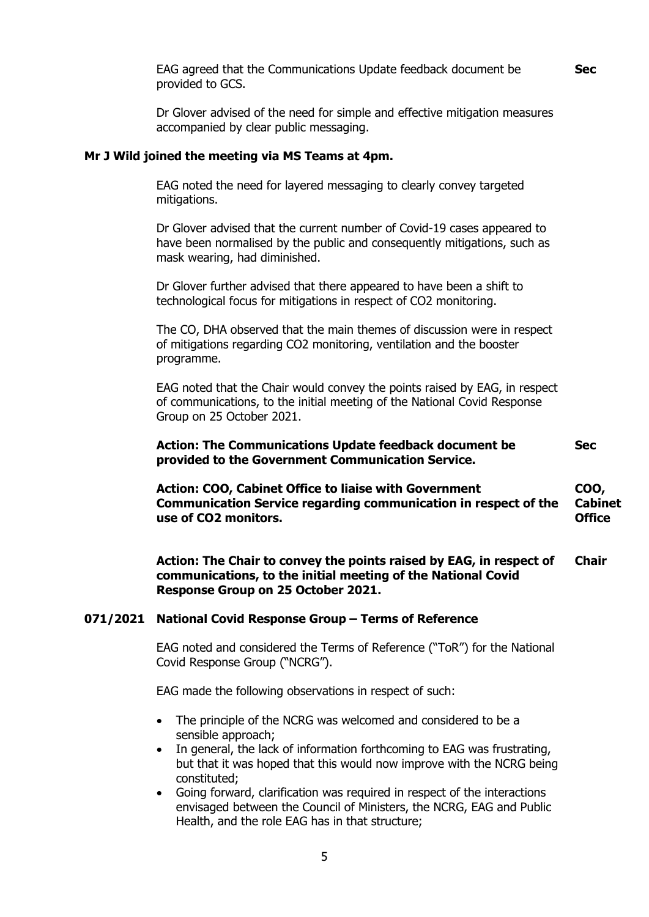EAG agreed that the Communications Update feedback document be provided to GCS. **Sec**

Dr Glover advised of the need for simple and effective mitigation measures accompanied by clear public messaging.

**Mr J Wild joined the meeting via MS Teams at 4pm.**

EAG noted the need for layered messaging to clearly convey targeted mitigations.

Dr Glover advised that the current number of Covid-19 cases appeared to have been normalised by the public and consequently mitigations, such as mask wearing, had diminished.

Dr Glover further advised that there appeared to have been a shift to technological focus for mitigations in respect of $CO_2$ monitoring.

The CO, DHA observed that the main themes of discussion were in respect of mitigations regarding $CO_2$ monitoring, ventilation and the booster programme.

EAG noted that the Chair would convey the points raised by EAG, in respect of communications, to the initial meeting of the National Covid Response Group on 25 October 2021.

**Action: The Communications Update feedback document be provided to the Government Communication Service.** **Sec**

**Action: COO, Cabinet Office to liaise with Government Communication Service regarding communication in respect of the use of CO2 monitors.** **COO, Cabinet Office**

**Action: The Chair to convey the points raised by EAG, in respect of communications, to the initial meeting of the National Covid Response Group on 25 October 2021.** **Chair**

## 071/2021 National Covid Response Group – Terms of Reference

EAG noted and considered the Terms of Reference ("ToR") for the National Covid Response Group ("NCRG").

EAG made the following observations in respect of such:

- The principle of the NCRG was welcomed and considered to be a sensible approach;
- In general, the lack of information forthcoming to EAG was frustrating, but that it was hoped that this would now improve with the NCRG being constituted;
- Going forward, clarification was required in respect of the interactions envisaged between the Council of Ministers, the NCRG, EAG and Public Health, and the role EAG has in that structure;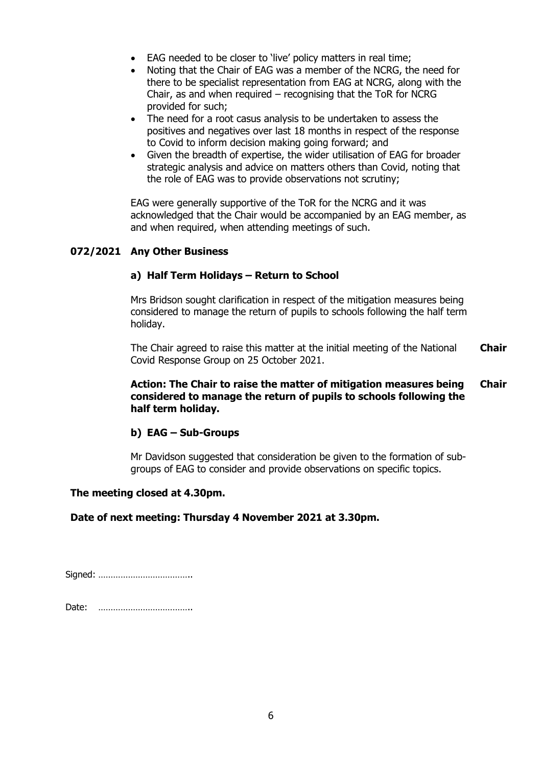- EAG needed to be closer to 'live' policy matters in real time;
- Noting that the Chair of EAG was a member of the NCRG, the need for there to be specialist representation from EAG at NCRG, along with the Chair, as and when required – recognising that the ToR for NCRG provided for such;
- The need for a root casus analysis to be undertaken to assess the positives and negatives over last 18 months in respect of the response to Covid to inform decision making going forward; and
- Given the breadth of expertise, the wider utilisation of EAG for broader strategic analysis and advice on matters others than Covid, noting that the role of EAG was to provide observations not scrutiny;

EAG were generally supportive of the ToR for the NCRG and it was acknowledged that the Chair would be accompanied by an EAG member, as and when required, when attending meetings of such.

## 072/2021 Any Other Business

### a) Half Term Holidays – Return to School

Mrs Bridson sought clarification in respect of the mitigation measures being considered to manage the return of pupils to schools following the half term holiday.

The Chair agreed to raise this matter at the initial meeting of the National Covid Response Group on 25 October 2021. **Chair**

**Action: The Chair to raise the matter of mitigation measures being considered to manage the return of pupils to schools following the half term holiday.** **Chair**

### b) EAG – Sub-Groups

Mr Davidson suggested that consideration be given to the formation of sub-groups of EAG to consider and provide observations on specific topics.

**The meeting closed at 4.30pm.**

**Date of next meeting: Thursday 4 November 2021 at 3.30pm.**

Signed: ………………………………..

Date: ………………………………..